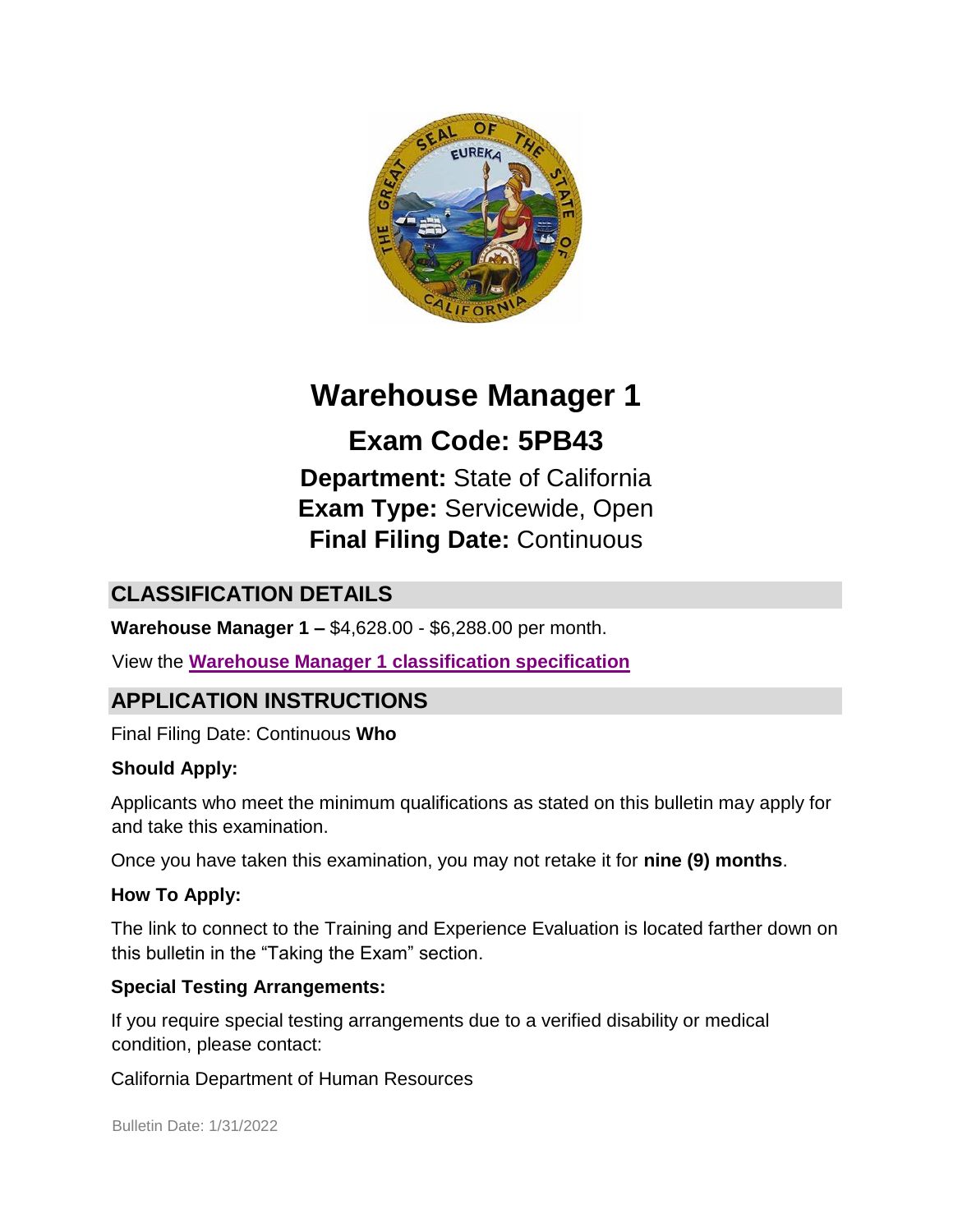# Warehouse Manager 1

## Exam Code: 5PB43

**Department:** State of California
**Exam Type:** Servicewide, Open
**Final Filing Date:** Continuous

## CLASSIFICATION DETAILS

**Warehouse Manager 1 –** $4,628.00 - $6,288.00 per month.

View the **Warehouse Manager 1 classification specification**

## APPLICATION INSTRUCTIONS

Final Filing Date: Continuous

### Who Should Apply:

Applicants who meet the minimum qualifications as stated on this bulletin may apply for and take this examination.

Once you have taken this examination, you may not retake it for **nine (9) months**.

### How To Apply:

The link to connect to the Training and Experience Evaluation is located farther down on this bulletin in the "Taking the Exam" section.

### Special Testing Arrangements:

If you require special testing arrangements due to a verified disability or medical condition, please contact:

California Department of Human Resources

Bulletin Date: 1/31/2022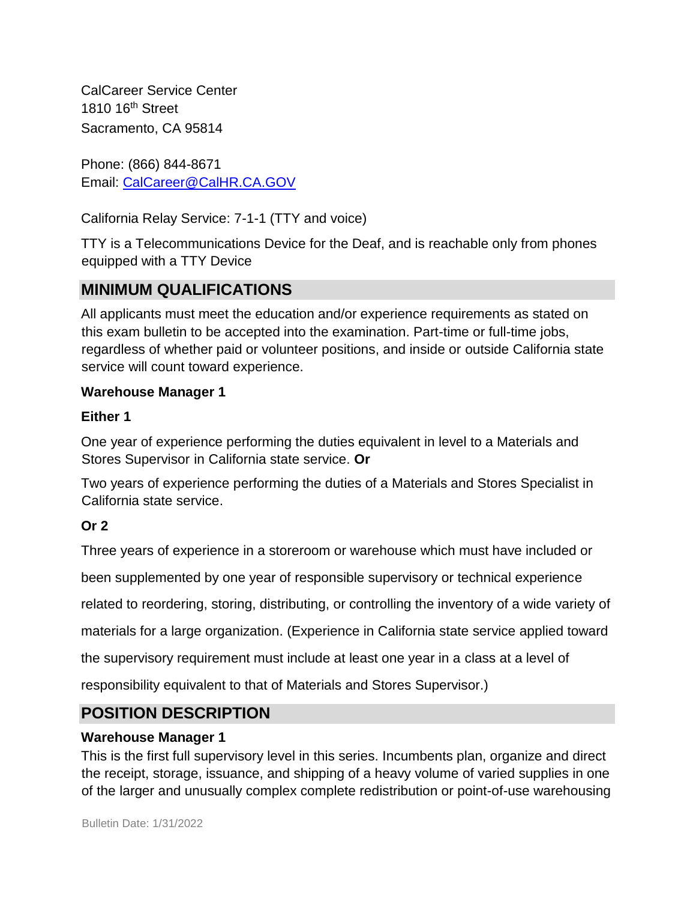CalCareer Service Center
1810 16th Street
Sacramento, CA 95814

Phone: (866) 844-8671
Email: CalCareer@CalHR.CA.GOV

California Relay Service: 7-1-1 (TTY and voice)

TTY is a Telecommunications Device for the Deaf, and is reachable only from phones equipped with a TTY Device

## MINIMUM QUALIFICATIONS

All applicants must meet the education and/or experience requirements as stated on this exam bulletin to be accepted into the examination. Part-time or full-time jobs, regardless of whether paid or volunteer positions, and inside or outside California state service will count toward experience.

**Warehouse Manager 1**

**Either 1**

One year of experience performing the duties equivalent in level to a Materials and Stores Supervisor in California state service. **Or**

Two years of experience performing the duties of a Materials and Stores Specialist in California state service.

**Or 2**

Three years of experience in a storeroom or warehouse which must have included or been supplemented by one year of responsible supervisory or technical experience related to reordering, storing, distributing, or controlling the inventory of a wide variety of materials for a large organization. (Experience in California state service applied toward the supervisory requirement must include at least one year in a class at a level of responsibility equivalent to that of Materials and Stores Supervisor.)

## POSITION DESCRIPTION

**Warehouse Manager 1**
This is the first full supervisory level in this series. Incumbents plan, organize and direct the receipt, storage, issuance, and shipping of a heavy volume of varied supplies in one of the larger and unusually complex complete redistribution or point-of-use warehousing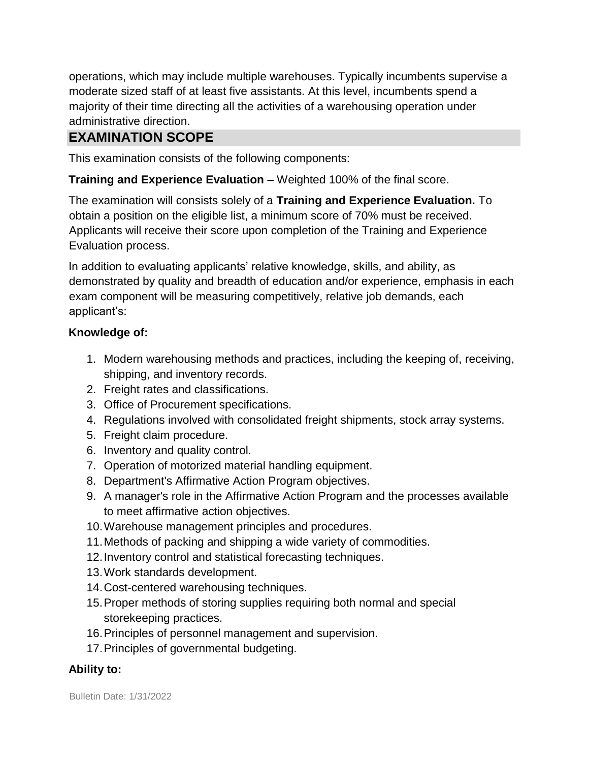operations, which may include multiple warehouses. Typically incumbents supervise a moderate sized staff of at least five assistants. At this level, incumbents spend a majority of their time directing all the activities of a warehousing operation under administrative direction.

## EXAMINATION SCOPE

This examination consists of the following components:

**Training and Experience Evaluation –** Weighted 100% of the final score.

The examination will consists solely of a **Training and Experience Evaluation.** To obtain a position on the eligible list, a minimum score of 70% must be received. Applicants will receive their score upon completion of the Training and Experience Evaluation process.

In addition to evaluating applicants' relative knowledge, skills, and ability, as demonstrated by quality and breadth of education and/or experience, emphasis in each exam component will be measuring competitively, relative job demands, each applicant's:

**Knowledge of:**

1. Modern warehousing methods and practices, including the keeping of, receiving, shipping, and inventory records.
2. Freight rates and classifications.
3. Office of Procurement specifications.
4. Regulations involved with consolidated freight shipments, stock array systems.
5. Freight claim procedure.
6. Inventory and quality control.
7. Operation of motorized material handling equipment.
8. Department's Affirmative Action Program objectives.
9. A manager's role in the Affirmative Action Program and the processes available to meet affirmative action objectives.
10. Warehouse management principles and procedures.
11. Methods of packing and shipping a wide variety of commodities.
12. Inventory control and statistical forecasting techniques.
13. Work standards development.
14. Cost-centered warehousing techniques.
15. Proper methods of storing supplies requiring both normal and special storekeeping practices.
16. Principles of personnel management and supervision.
17. Principles of governmental budgeting.

**Ability to:**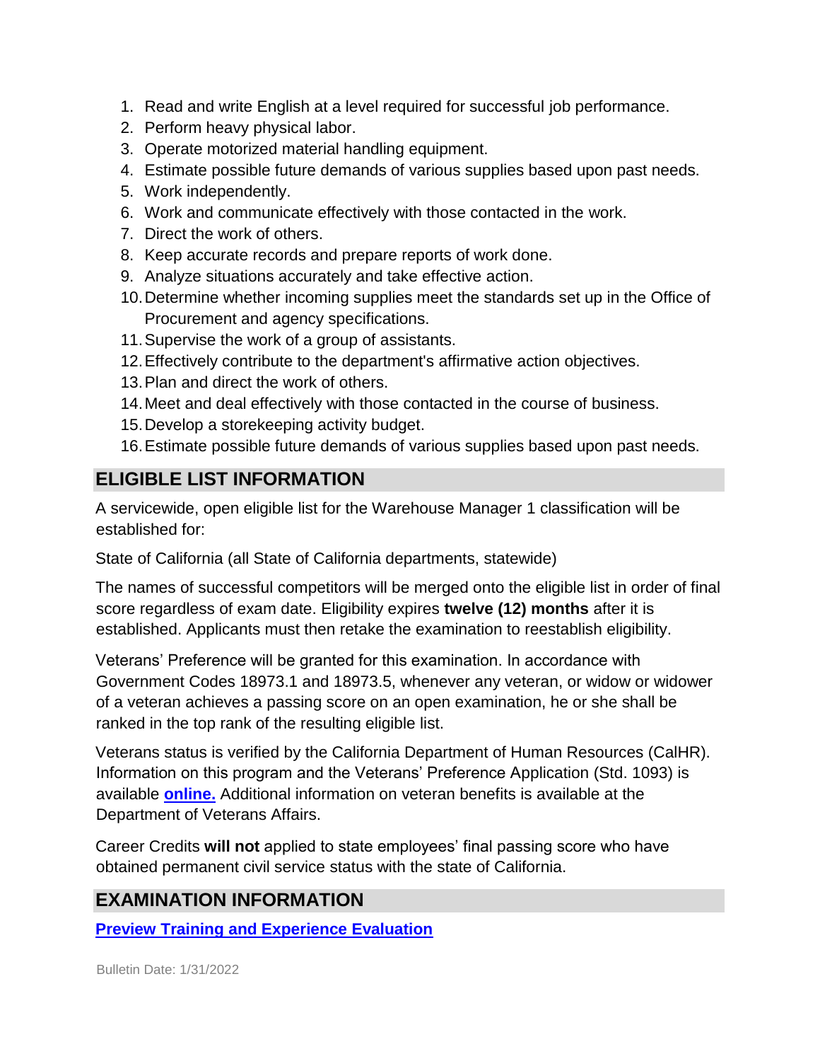1. Read and write English at a level required for successful job performance.
2. Perform heavy physical labor.
3. Operate motorized material handling equipment.
4. Estimate possible future demands of various supplies based upon past needs.
5. Work independently.
6. Work and communicate effectively with those contacted in the work.
7. Direct the work of others.
8. Keep accurate records and prepare reports of work done.
9. Analyze situations accurately and take effective action.
10. Determine whether incoming supplies meet the standards set up in the Office of Procurement and agency specifications.
11. Supervise the work of a group of assistants.
12. Effectively contribute to the department's affirmative action objectives.
13. Plan and direct the work of others.
14. Meet and deal effectively with those contacted in the course of business.
15. Develop a storekeeping activity budget.
16. Estimate possible future demands of various supplies based upon past needs.

## ELIGIBLE LIST INFORMATION

A servicewide, open eligible list for the Warehouse Manager 1 classification will be established for:

State of California (all State of California departments, statewide)

The names of successful competitors will be merged onto the eligible list in order of final score regardless of exam date. Eligibility expires **twelve (12) months** after it is established. Applicants must then retake the examination to reestablish eligibility.

Veterans' Preference will be granted for this examination. In accordance with Government Codes 18973.1 and 18973.5, whenever any veteran, or widow or widower of a veteran achieves a passing score on an open examination, he or she shall be ranked in the top rank of the resulting eligible list.

Veterans status is verified by the California Department of Human Resources (CalHR). Information on this program and the Veterans' Preference Application (Std. 1093) is available **online.** Additional information on veteran benefits is available at the Department of Veterans Affairs.

Career Credits **will not** applied to state employees' final passing score who have obtained permanent civil service status with the state of California.

## EXAMINATION INFORMATION

**Preview Training and Experience Evaluation**

Bulletin Date: 1/31/2022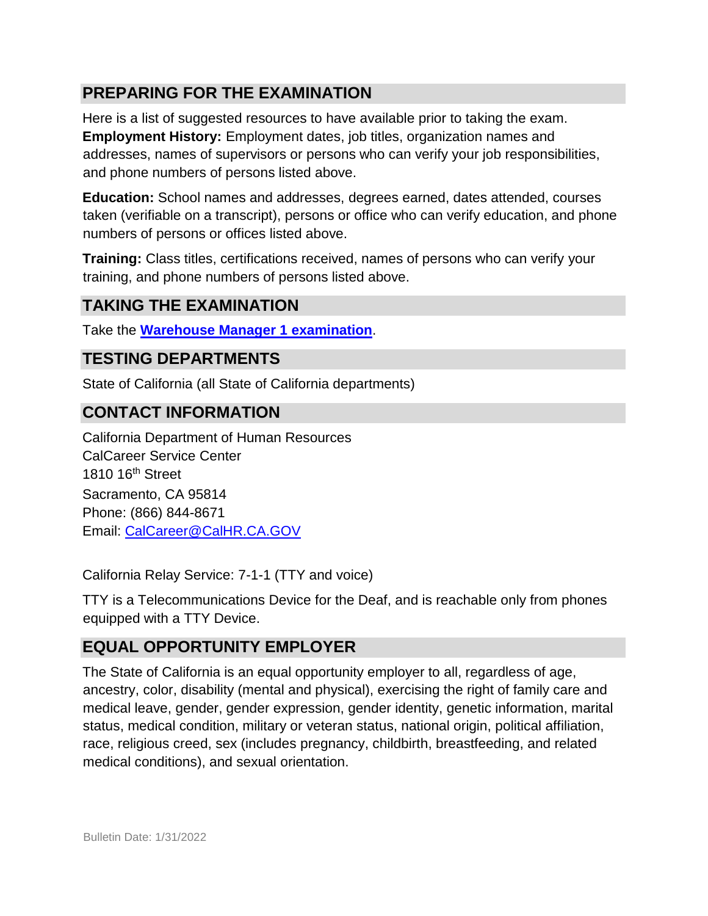## PREPARING FOR THE EXAMINATION

Here is a list of suggested resources to have available prior to taking the exam.

**Employment History:** Employment dates, job titles, organization names and addresses, names of supervisors or persons who can verify your job responsibilities, and phone numbers of persons listed above.

**Education:** School names and addresses, degrees earned, dates attended, courses taken (verifiable on a transcript), persons or office who can verify education, and phone numbers of persons or offices listed above.

**Training:** Class titles, certifications received, names of persons who can verify your training, and phone numbers of persons listed above.

## TAKING THE EXAMINATION

Take the **Warehouse Manager 1 examination**.

## TESTING DEPARTMENTS

State of California (all State of California departments)

## CONTACT INFORMATION

California Department of Human Resources
CalCareer Service Center
1810 16th Street
Sacramento, CA 95814
Phone: (866) 844-8671
Email: CalCareer@CalHR.CA.GOV

California Relay Service: 7-1-1 (TTY and voice)

TTY is a Telecommunications Device for the Deaf, and is reachable only from phones equipped with a TTY Device.

## EQUAL OPPORTUNITY EMPLOYER

The State of California is an equal opportunity employer to all, regardless of age, ancestry, color, disability (mental and physical), exercising the right of family care and medical leave, gender, gender expression, gender identity, genetic information, marital status, medical condition, military or veteran status, national origin, political affiliation, race, religious creed, sex (includes pregnancy, childbirth, breastfeeding, and related medical conditions), and sexual orientation.

Bulletin Date: 1/31/2022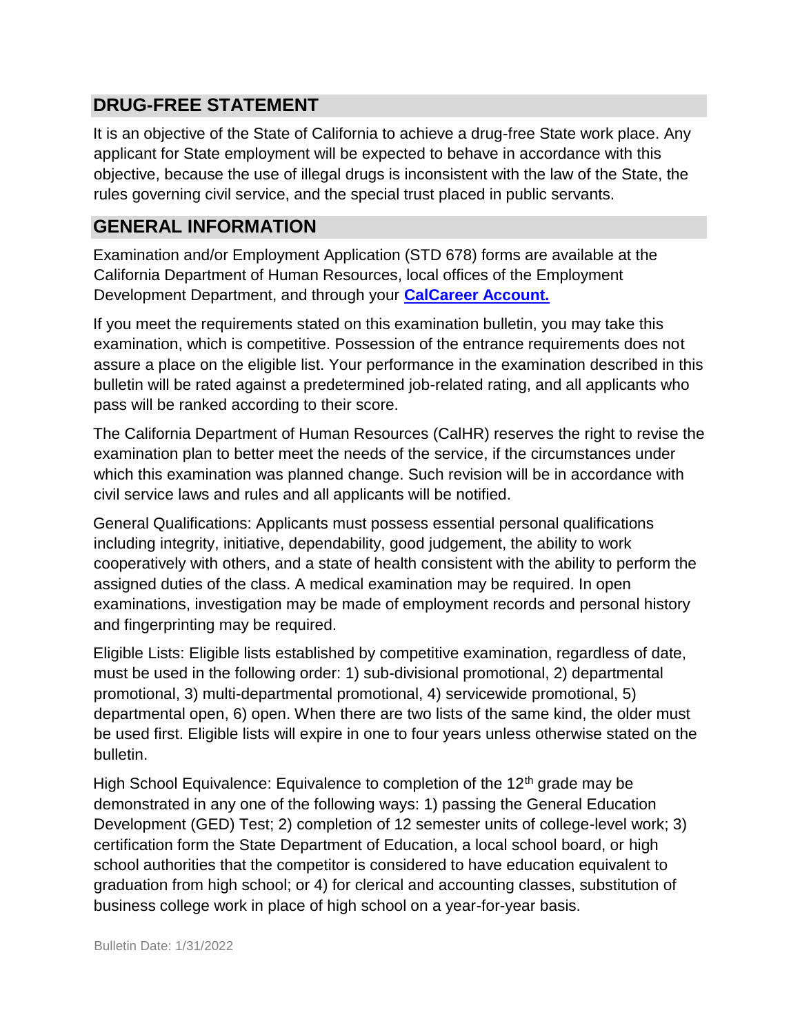## DRUG-FREE STATEMENT

It is an objective of the State of California to achieve a drug-free State work place. Any applicant for State employment will be expected to behave in accordance with this objective, because the use of illegal drugs is inconsistent with the law of the State, the rules governing civil service, and the special trust placed in public servants.

## GENERAL INFORMATION

Examination and/or Employment Application (STD 678) forms are available at the California Department of Human Resources, local offices of the Employment Development Department, and through your **CalCareer Account.**

If you meet the requirements stated on this examination bulletin, you may take this examination, which is competitive. Possession of the entrance requirements does not assure a place on the eligible list. Your performance in the examination described in this bulletin will be rated against a predetermined job-related rating, and all applicants who pass will be ranked according to their score.

The California Department of Human Resources (CalHR) reserves the right to revise the examination plan to better meet the needs of the service, if the circumstances under which this examination was planned change. Such revision will be in accordance with civil service laws and rules and all applicants will be notified.

General Qualifications: Applicants must possess essential personal qualifications including integrity, initiative, dependability, good judgement, the ability to work cooperatively with others, and a state of health consistent with the ability to perform the assigned duties of the class. A medical examination may be required. In open examinations, investigation may be made of employment records and personal history and fingerprinting may be required.

Eligible Lists: Eligible lists established by competitive examination, regardless of date, must be used in the following order: 1) sub-divisional promotional, 2) departmental promotional, 3) multi-departmental promotional, 4) servicewide promotional, 5) departmental open, 6) open. When there are two lists of the same kind, the older must be used first. Eligible lists will expire in one to four years unless otherwise stated on the bulletin.

High School Equivalence: Equivalence to completion of the 12th grade may be demonstrated in any one of the following ways: 1) passing the General Education Development (GED) Test; 2) completion of 12 semester units of college-level work; 3) certification form the State Department of Education, a local school board, or high school authorities that the competitor is considered to have education equivalent to graduation from high school; or 4) for clerical and accounting classes, substitution of business college work in place of high school on a year-for-year basis.

Bulletin Date: 1/31/2022